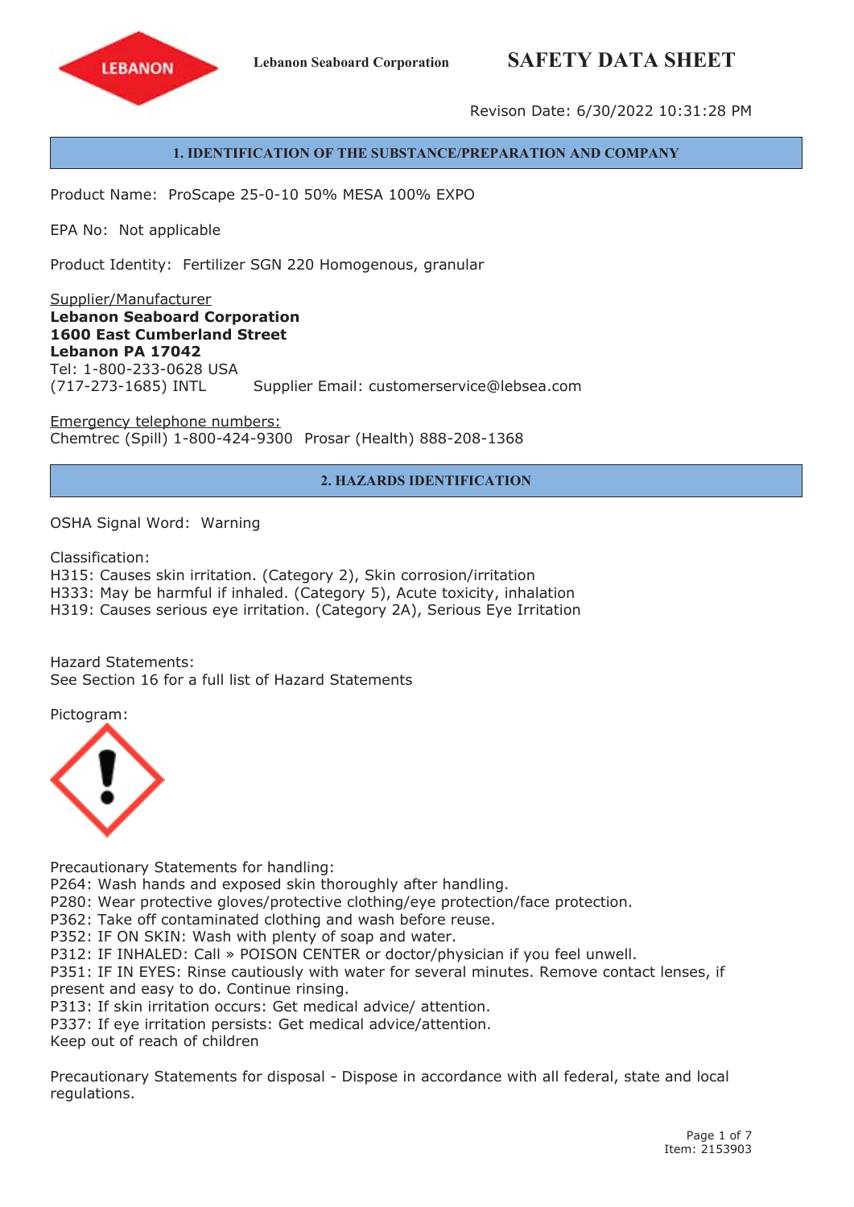Lebanon Seaboard Corporation

# SAFETY DATA SHEET

Revison Date: 6/30/2022 10:31:28 PM

## 1. IDENTIFICATION OF THE SUBSTANCE/PREPARATION AND COMPANY

Product Name: ProScape 25-0-10 50% MESA 100% EXPO

EPA No: Not applicable

Product Identity: Fertilizer SGN 220 Homogenous, granular

Supplier/Manufacturer
**Lebanon Seaboard Corporation**
**1600 East Cumberland Street**
**Lebanon PA 17042**
Tel: 1-800-233-0628 USA
(717-273-1685) INTL Supplier Email: customerservice@lebsea.com

Emergency telephone numbers:
Chemtrec (Spill) 1-800-424-9300 Prosar (Health) 888-208-1368

## 2. HAZARDS IDENTIFICATION

OSHA Signal Word: Warning

Classification:
H315: Causes skin irritation. (Category 2), Skin corrosion/irritation
H333: May be harmful if inhaled. (Category 5), Acute toxicity, inhalation
H319: Causes serious eye irritation. (Category 2A), Serious Eye Irritation

Hazard Statements:
See Section 16 for a full list of Hazard Statements

Pictogram:

Precautionary Statements for handling:
P264: Wash hands and exposed skin thoroughly after handling.
P280: Wear protective gloves/protective clothing/eye protection/face protection.
P362: Take off contaminated clothing and wash before reuse.
P352: IF ON SKIN: Wash with plenty of soap and water.
P312: IF INHALED: Call » POISON CENTER or doctor/physician if you feel unwell.
P351: IF IN EYES: Rinse cautiously with water for several minutes. Remove contact lenses, if present and easy to do. Continue rinsing.
P313: If skin irritation occurs: Get medical advice/ attention.
P337: If eye irritation persists: Get medical advice/attention.
Keep out of reach of children

Precautionary Statements for disposal - Dispose in accordance with all federal, state and local regulations.

Item: 2153903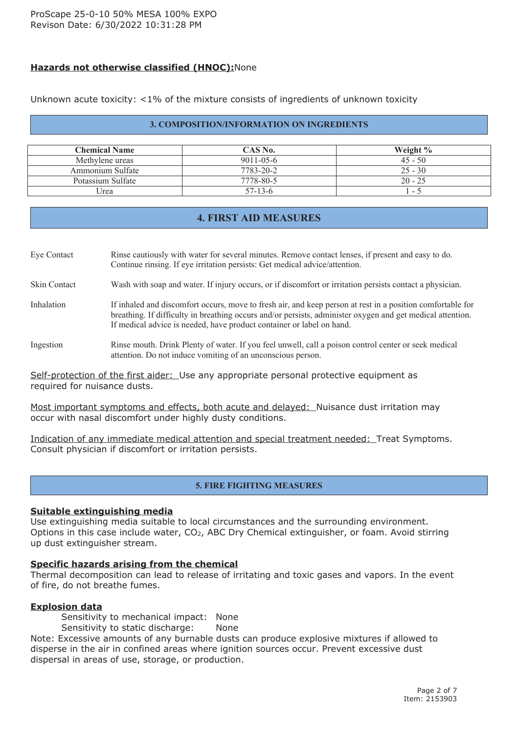**Hazards not otherwise classified (HNOC):** None

Unknown acute toxicity: <1% of the mixture consists of ingredients of unknown toxicity

## 3. COMPOSITION/INFORMATION ON INGREDIENTS

| Chemical Name | CAS No. | Weight % |
|---|---|---|
| Methylene ureas | 9011-05-6 | 45 - 50 |
| Ammonium Sulfate | 7783-20-2 | 25 - 30 |
| Potassium Sulfate | 7778-80-5 | 20 - 25 |
| Urea | 57-13-6 | 1 - 5 |

## 4. FIRST AID MEASURES

Eye Contact: Rinse cautiously with water for several minutes. Remove contact lenses, if present and easy to do. Continue rinsing. If eye irritation persists: Get medical advice/attention.

Skin Contact: Wash with soap and water. If injury occurs, or if discomfort or irritation persists contact a physician.

Inhalation: If inhaled and discomfort occurs, move to fresh air, and keep person at rest in a position comfortable for breathing. If difficulty in breathing occurs and/or persists, administer oxygen and get medical attention. If medical advice is needed, have product container or label on hand.

Ingestion: Rinse mouth. Drink Plenty of water. If you feel unwell, call a poison control center or seek medical attention. Do not induce vomiting of an unconscious person.

Self-protection of the first aider: Use any appropriate personal protective equipment as required for nuisance dusts.

Most important symptoms and effects, both acute and delayed: Nuisance dust irritation may occur with nasal discomfort under highly dusty conditions.

Indication of any immediate medical attention and special treatment needed: Treat Symptoms. Consult physician if discomfort or irritation persists.

## 5. FIRE FIGHTING MEASURES

**Suitable extinguishing media**

Use extinguishing media suitable to local circumstances and the surrounding environment. Options in this case include water, $CO_2$, ABC Dry Chemical extinguisher, or foam. Avoid stirring up dust extinguisher stream.

**Specific hazards arising from the chemical**

Thermal decomposition can lead to release of irritating and toxic gases and vapors. In the event of fire, do not breathe fumes.

**Explosion data**

Sensitivity to mechanical impact: None
Sensitivity to static discharge: None

Note: Excessive amounts of any burnable dusts can produce explosive mixtures if allowed to disperse in the air in confined areas where ignition sources occur. Prevent excessive dust dispersal in areas of use, storage, or production.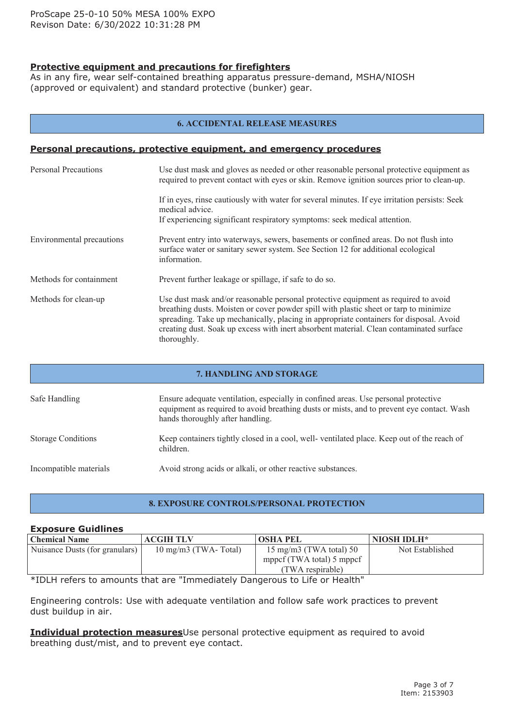**Protective equipment and precautions for firefighters**

As in any fire, wear self-contained breathing apparatus pressure-demand, MSHA/NIOSH (approved or equivalent) and standard protective (bunker) gear.

## 6. ACCIDENTAL RELEASE MEASURES

**Personal precautions, protective equipment, and emergency procedures**

| | |
|---|---|
| Personal Precautions | Use dust mask and gloves as needed or other reasonable personal protective equipment as required to prevent contact with eyes or skin. Remove ignition sources prior to clean-up.<br><br>If in eyes, rinse cautiously with water for several minutes. If eye irritation persists: Seek medical advice.<br>If experiencing significant respiratory symptoms: seek medical attention. |
| Environmental precautions | Prevent entry into waterways, sewers, basements or confined areas. Do not flush into surface water or sanitary sewer system. See Section 12 for additional ecological information. |
| Methods for containment | Prevent further leakage or spillage, if safe to do so. |
| Methods for clean-up | Use dust mask and/or reasonable personal protective equipment as required to avoid breathing dusts. Moisten or cover powder spill with plastic sheet or tarp to minimize spreading. Take up mechanically, placing in appropriate containers for disposal. Avoid creating dust. Soak up excess with inert absorbent material. Clean contaminated surface thoroughly. |

## 7. HANDLING AND STORAGE

| | |
|---|---|
| Safe Handling | Ensure adequate ventilation, especially in confined areas. Use personal protective equipment as required to avoid breathing dusts or mists, and to prevent eye contact. Wash hands thoroughly after handling. |
| Storage Conditions | Keep containers tightly closed in a cool, well- ventilated place. Keep out of the reach of children. |
| Incompatible materials | Avoid strong acids or alkali, or other reactive substances. |

## 8. EXPOSURE CONTROLS/PERSONAL PROTECTION

**Exposure Guidlines**

| Chemical Name | ACGIH TLV | OSHA PEL | NIOSH IDLH* |
|---|---|---|---|
| Nuisance Dusts (for granulars) | 10 mg/m3 (TWA- Total) | 15 mg/m3 (TWA total) 50 mppcf (TWA total) 5 mppcf (TWA respirable) | Not Established |

*IDLH refers to amounts that are "Immediately Dangerous to Life or Health"

Engineering controls: Use with adequate ventilation and follow safe work practices to prevent dust buildup in air.

**Individual protection measures**Use personal protective equipment as required to avoid breathing dust/mist, and to prevent eye contact.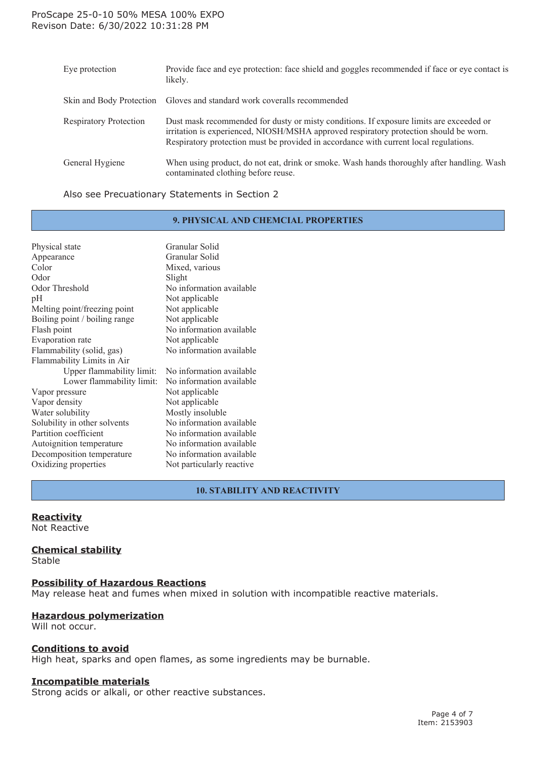| | |
|---|---|
| Eye protection | Provide face and eye protection: face shield and goggles recommended if face or eye contact is likely. |
| Skin and Body Protection | Gloves and standard work coveralls recommended |
| Respiratory Protection | Dust mask recommended for dusty or misty conditions. If exposure limits are exceeded or irritation is experienced, NIOSH/MSHA approved respiratory protection should be worn. Respiratory protection must be provided in accordance with current local regulations. |
| General Hygiene | When using product, do not eat, drink or smoke. Wash hands thoroughly after handling. Wash contaminated clothing before reuse. |

Also see Precuationary Statements in Section 2

## 9. PHYSICAL AND CHEMCIAL PROPERTIES

| | |
|---|---|
| Physical state | Granular Solid |
| Appearance | Granular Solid |
| Color | Mixed, various |
| Odor | Slight |
| Odor Threshold | No information available |
| pH | Not applicable |
| Melting point/freezing point | Not applicable |
| Boiling point / boiling range | Not applicable |
| Flash point | No information available |
| Evaporation rate | Not applicable |
| Flammability (solid, gas) | No information available |
| Flammability Limits in Air | |
| Upper flammability limit: | No information available |
| Lower flammability limit: | No information available |
| Vapor pressure | Not applicable |
| Vapor density | Not applicable |
| Water solubility | Mostly insoluble |
| Solubility in other solvents | No information available |
| Partition coefficient | No information available |
| Autoignition temperature | No information available |
| Decomposition temperature | No information available |
| Oxidizing properties | Not particularly reactive |

## 10. STABILITY AND REACTIVITY

**Reactivity**
Not Reactive

**Chemical stability**
Stable

**Possibility of Hazardous Reactions**
May release heat and fumes when mixed in solution with incompatible reactive materials.

**Hazardous polymerization**
Will not occur.

**Conditions to avoid**
High heat, sparks and open flames, as some ingredients may be burnable.

**Incompatible materials**
Strong acids or alkali, or other reactive substances.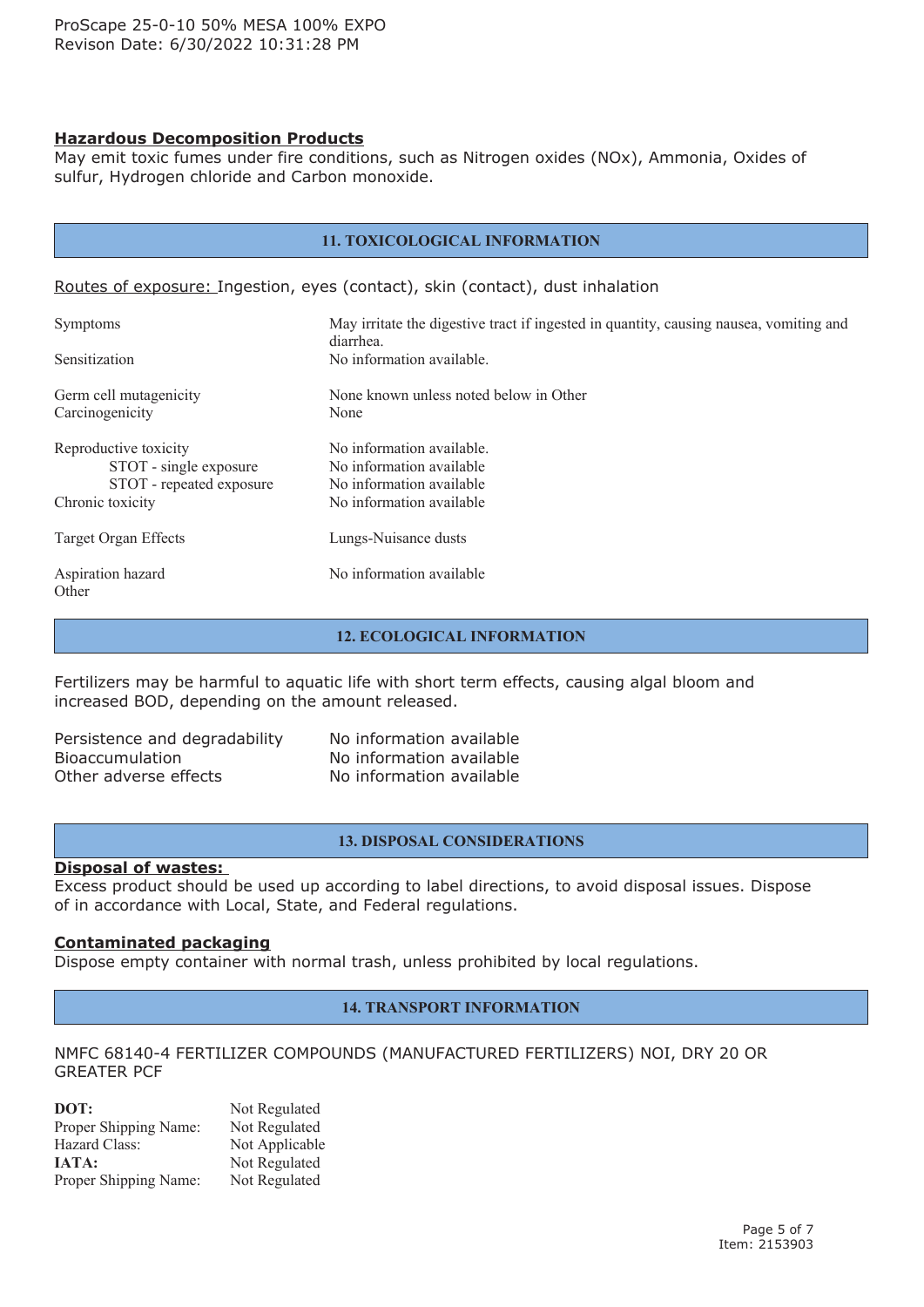**Hazardous Decomposition Products**

May emit toxic fumes under fire conditions, such as Nitrogen oxides (NOx), Ammonia, Oxides of sulfur, Hydrogen chloride and Carbon monoxide.

## 11. TOXICOLOGICAL INFORMATION

Routes of exposure: Ingestion, eyes (contact), skin (contact), dust inhalation

| | |
|---|---|
| Symptoms | May irritate the digestive tract if ingested in quantity, causing nausea, vomiting and diarrhea. |
| Sensitization | No information available. |
| Germ cell mutagenicity | None known unless noted below in Other |
| Carcinogenicity | None |
| Reproductive toxicity | No information available. |
| STOT - single exposure | No information available |
| STOT - repeated exposure | No information available |
| Chronic toxicity | No information available |
| Target Organ Effects | Lungs-Nuisance dusts |
| Aspiration hazard | No information available |
| Other | |

## 12. ECOLOGICAL INFORMATION

Fertilizers may be harmful to aquatic life with short term effects, causing algal bloom and increased BOD, depending on the amount released.

| | |
|---|---|
| Persistence and degradability | No information available |
| Bioaccumulation | No information available |
| Other adverse effects | No information available |

## 13. DISPOSAL CONSIDERATIONS

**Disposal of wastes:**

Excess product should be used up according to label directions, to avoid disposal issues. Dispose of in accordance with Local, State, and Federal regulations.

**Contaminated packaging**

Dispose empty container with normal trash, unless prohibited by local regulations.

## 14. TRANSPORT INFORMATION

NMFC 68140-4 FERTILIZER COMPOUNDS (MANUFACTURED FERTILIZERS) NOI, DRY 20 OR GREATER PCF

| | |
|---|---|
| **DOT:** | Not Regulated |
| Proper Shipping Name: | Not Regulated |
| Hazard Class: | Not Applicable |
| **IATA:** | Not Regulated |
| Proper Shipping Name: | Not Regulated |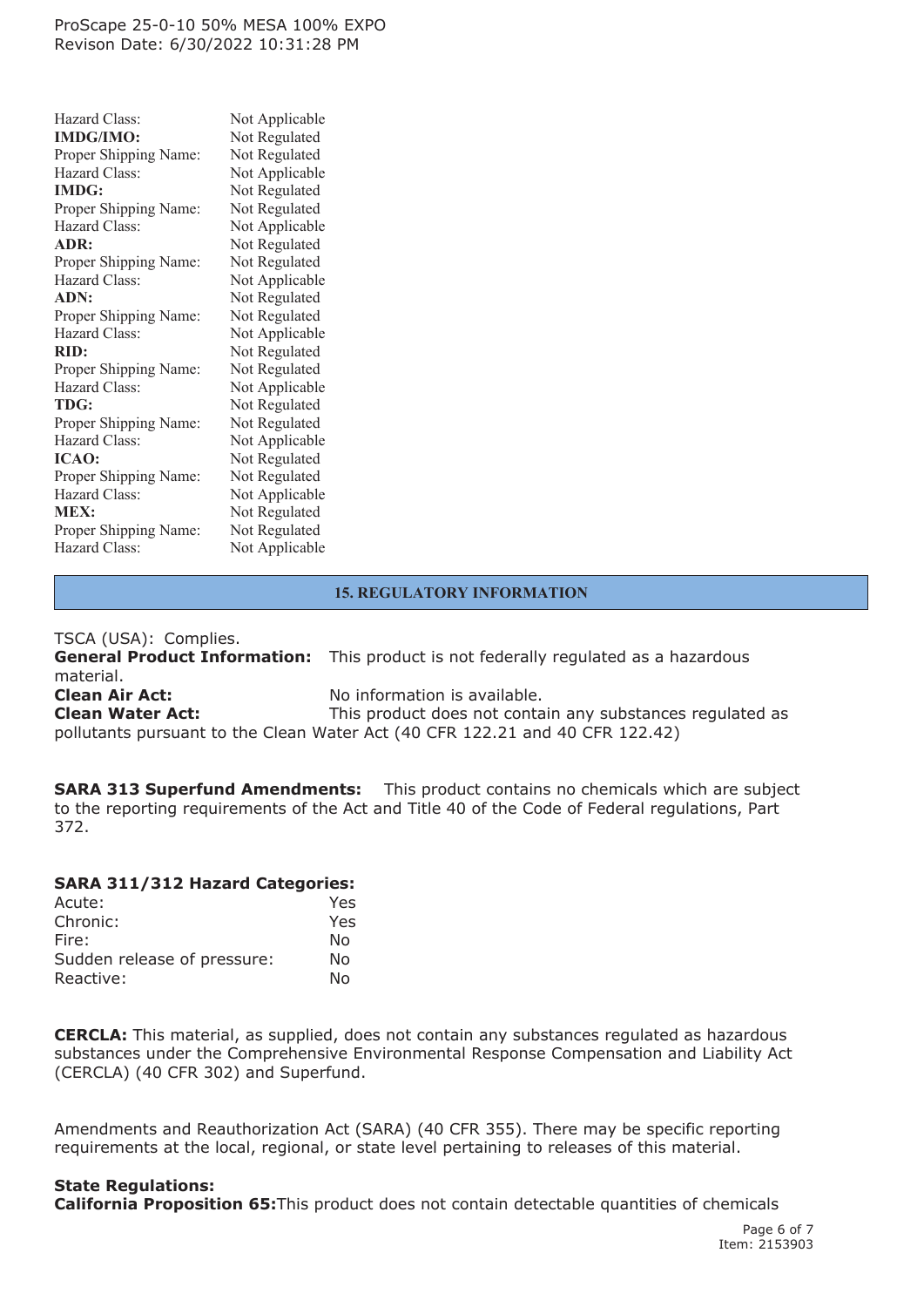| | |
|---|---|
| Hazard Class: | Not Applicable |
| **IMDG/IMO:** | Not Regulated |
| Proper Shipping Name: | Not Regulated |
| Hazard Class: | Not Applicable |
| **IMDG:** | Not Regulated |
| Proper Shipping Name: | Not Regulated |
| Hazard Class: | Not Applicable |
| **ADR:** | Not Regulated |
| Proper Shipping Name: | Not Regulated |
| Hazard Class: | Not Applicable |
| **ADN:** | Not Regulated |
| Proper Shipping Name: | Not Regulated |
| Hazard Class: | Not Applicable |
| **RID:** | Not Regulated |
| Proper Shipping Name: | Not Regulated |
| Hazard Class: | Not Applicable |
| **TDG:** | Not Regulated |
| Proper Shipping Name: | Not Regulated |
| Hazard Class: | Not Applicable |
| **ICAO:** | Not Regulated |
| Proper Shipping Name: | Not Regulated |
| Hazard Class: | Not Applicable |
| **MEX:** | Not Regulated |
| Proper Shipping Name: | Not Regulated |
| Hazard Class: | Not Applicable |

## 15. REGULATORY INFORMATION

TSCA (USA): Complies.

**General Product Information:** This product is not federally regulated as a hazardous material.

**Clean Air Act:** No information is available.

**Clean Water Act:** This product does not contain any substances regulated as pollutants pursuant to the Clean Water Act (40 CFR 122.21 and 40 CFR 122.42)

**SARA 313 Superfund Amendments:** This product contains no chemicals which are subject to the reporting requirements of the Act and Title 40 of the Code of Federal regulations, Part 372.

**SARA 311/312 Hazard Categories:**

| | |
|---|---|
| Acute: | Yes |
| Chronic: | Yes |
| Fire: | No |
| Sudden release of pressure: | No |
| Reactive: | No |

**CERCLA:** This material, as supplied, does not contain any substances regulated as hazardous substances under the Comprehensive Environmental Response Compensation and Liability Act (CERCLA) (40 CFR 302) and Superfund.

Amendments and Reauthorization Act (SARA) (40 CFR 355). There may be specific reporting requirements at the local, regional, or state level pertaining to releases of this material.

**State Regulations:**

**California Proposition 65:** This product does not contain detectable quantities of chemicals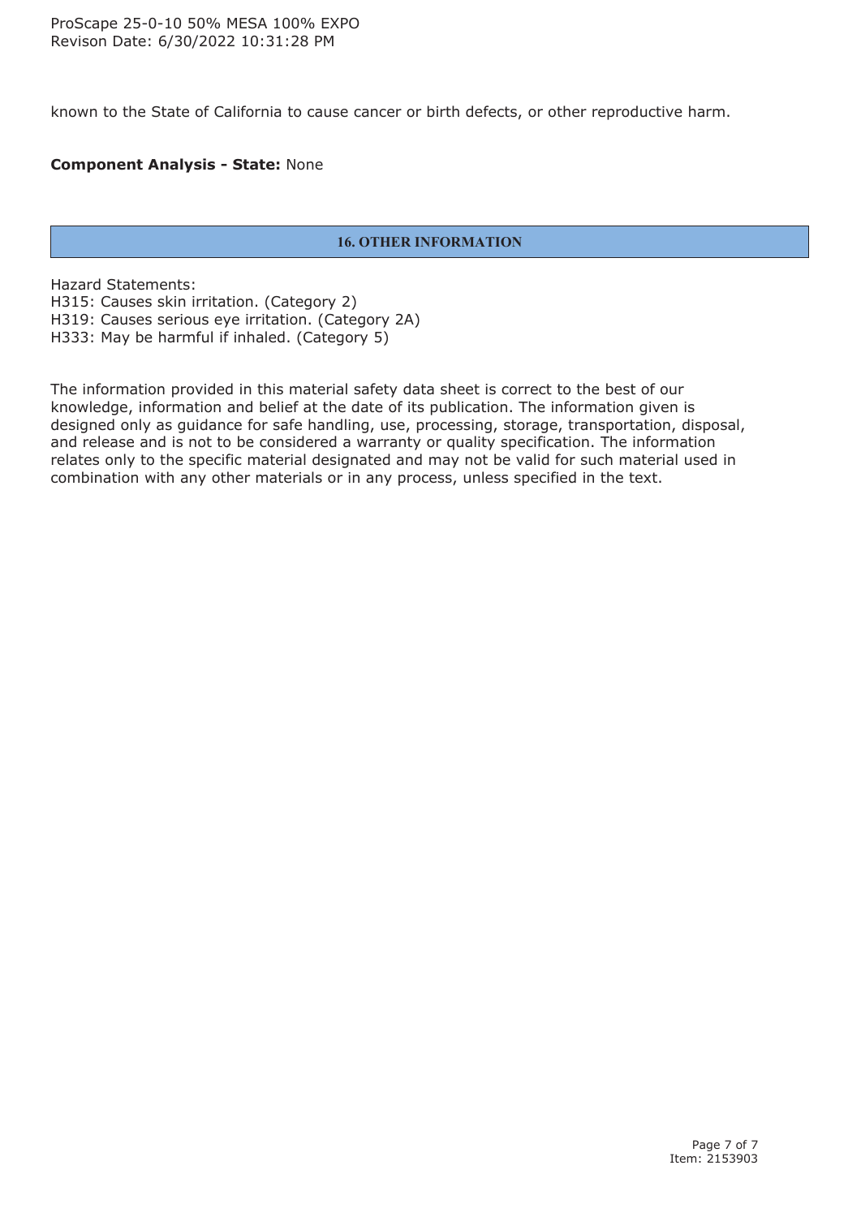known to the State of California to cause cancer or birth defects, or other reproductive harm.

**Component Analysis - State:** None

## 16. OTHER INFORMATION

Hazard Statements:
H315: Causes skin irritation. (Category 2)
H319: Causes serious eye irritation. (Category 2A)
H333: May be harmful if inhaled. (Category 5)

The information provided in this material safety data sheet is correct to the best of our knowledge, information and belief at the date of its publication. The information given is designed only as guidance for safe handling, use, processing, storage, transportation, disposal, and release and is not to be considered a warranty or quality specification. The information relates only to the specific material designated and may not be valid for such material used in combination with any other materials or in any process, unless specified in the text.